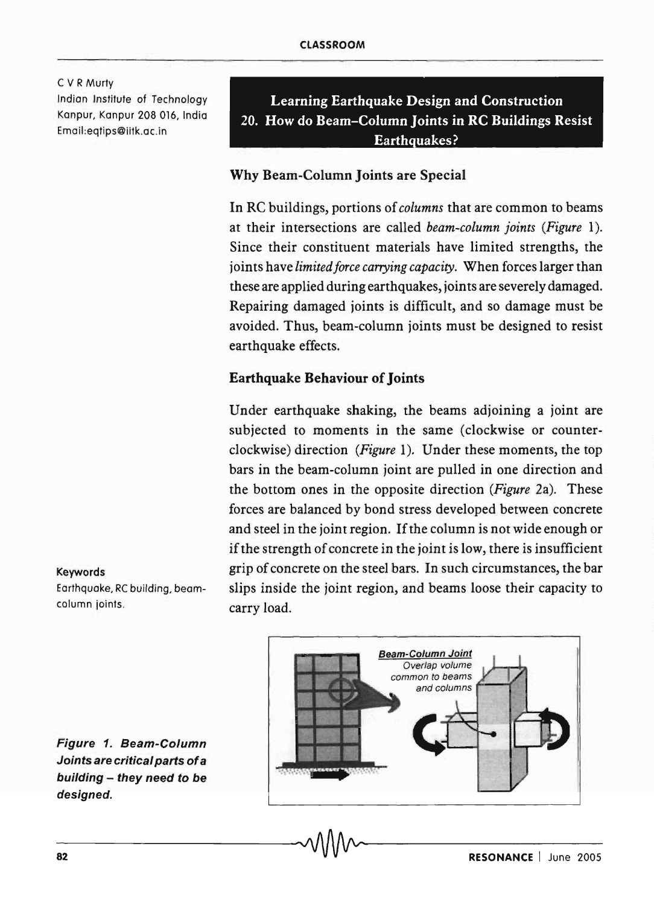C V R Murty
Indian Institute of Technology
Kanpur, Kanpur 208 016, India
Email:eqtips@iitk.ac.in

# Learning Earthquake Design and Construction 20. How do Beam-Column Joints in RC Buildings Resist Earthquakes?

## Why Beam-Column Joints are Special

In RC buildings, portions of *columns* that are common to beams at their intersections are called *beam-column joints* (*Figure* 1). Since their constituent materials have limited strengths, the joints have *limited force carrying capacity*. When forces larger than these are applied during earthquakes, joints are severely damaged. Repairing damaged joints is difficult, and so damage must be avoided. Thus, beam-column joints must be designed to resist earthquake effects.

## Earthquake Behaviour of Joints

Under earthquake shaking, the beams adjoining a joint are subjected to moments in the same (clockwise or counter-clockwise) direction (*Figure* 1). Under these moments, the top bars in the beam-column joint are pulled in one direction and the bottom ones in the opposite direction (*Figure* 2a). These forces are balanced by bond stress developed between concrete and steel in the joint region. If the column is not wide enough or if the strength of concrete in the joint is low, there is insufficient grip of concrete on the steel bars. In such circumstances, the bar slips inside the joint region, and beams loose their capacity to carry load.

**Keywords**
Earthquake, RC building, beam-column joints.

**Figure 1. Beam-Column Joints are critical parts of a building – they need to be designed.**

Beam-Column Joint
Overlap volume common to beams and columns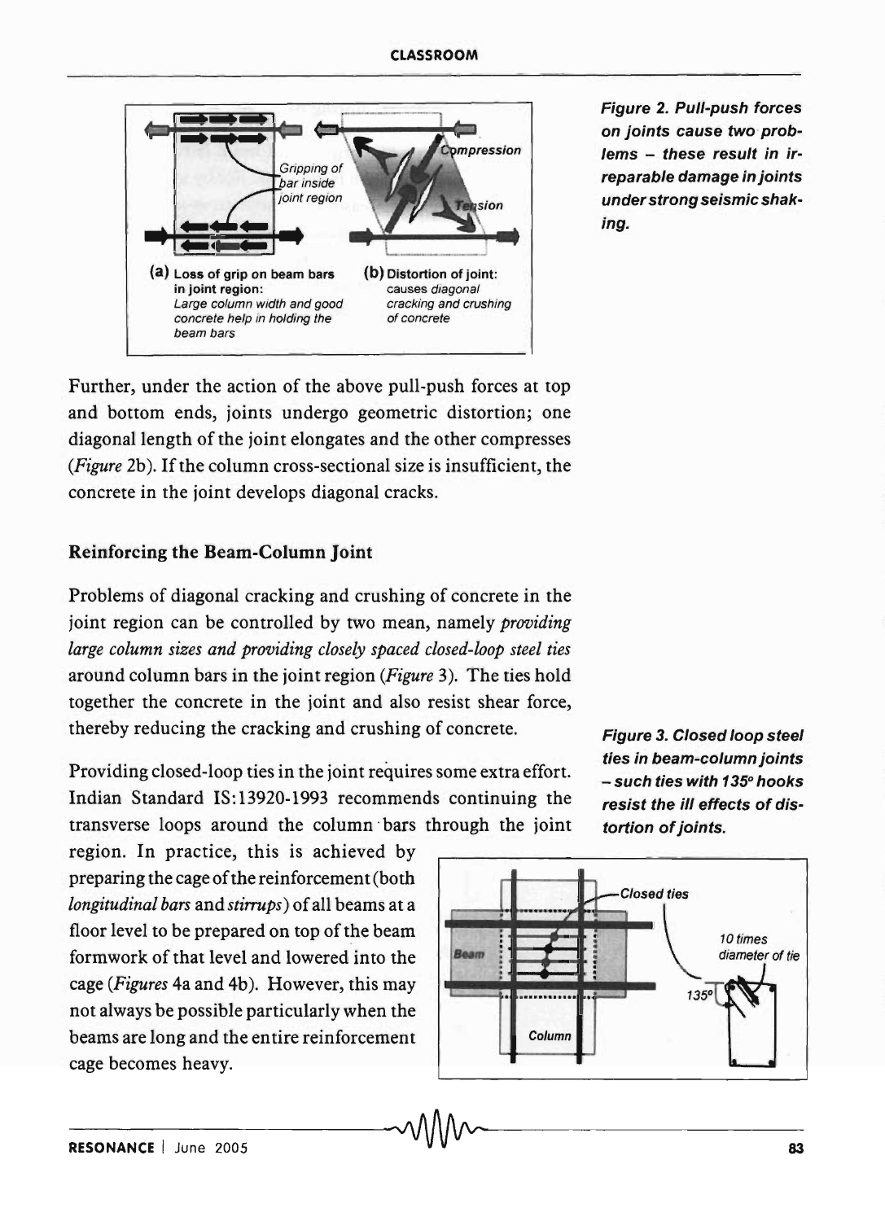Figure 2. Pull-push forces on joints cause two problems – these result in irreparable damage in joints under strong seismic shaking.

Further, under the action of the above pull-push forces at top and bottom ends, joints undergo geometric distortion; one diagonal length of the joint elongates and the other compresses (*Figure* 2b). If the column cross-sectional size is insufficient, the concrete in the joint develops diagonal cracks.

### Reinforcing the Beam-Column Joint

Problems of diagonal cracking and crushing of concrete in the joint region can be controlled by two mean, namely *providing large column sizes and providing closely spaced closed-loop steel ties* around column bars in the joint region (*Figure* 3). The ties hold together the concrete in the joint and also resist shear force, thereby reducing the cracking and crushing of concrete.

Providing closed-loop ties in the joint requires some extra effort. Indian Standard IS:13920-1993 recommends continuing the transverse loops around the column bars through the joint region. In practice, this is achieved by preparing the cage of the reinforcement (both *longitudinal bars* and *stirrups*) of all beams at a floor level to be prepared on top of the beam formwork of that level and lowered into the cage (*Figures* 4a and 4b). However, this may not always be possible particularly when the beams are long and the entire reinforcement cage becomes heavy.

Figure 3. Closed loop steel ties in beam-column joints – such ties with 135° hooks resist the ill effects of distortion of joints.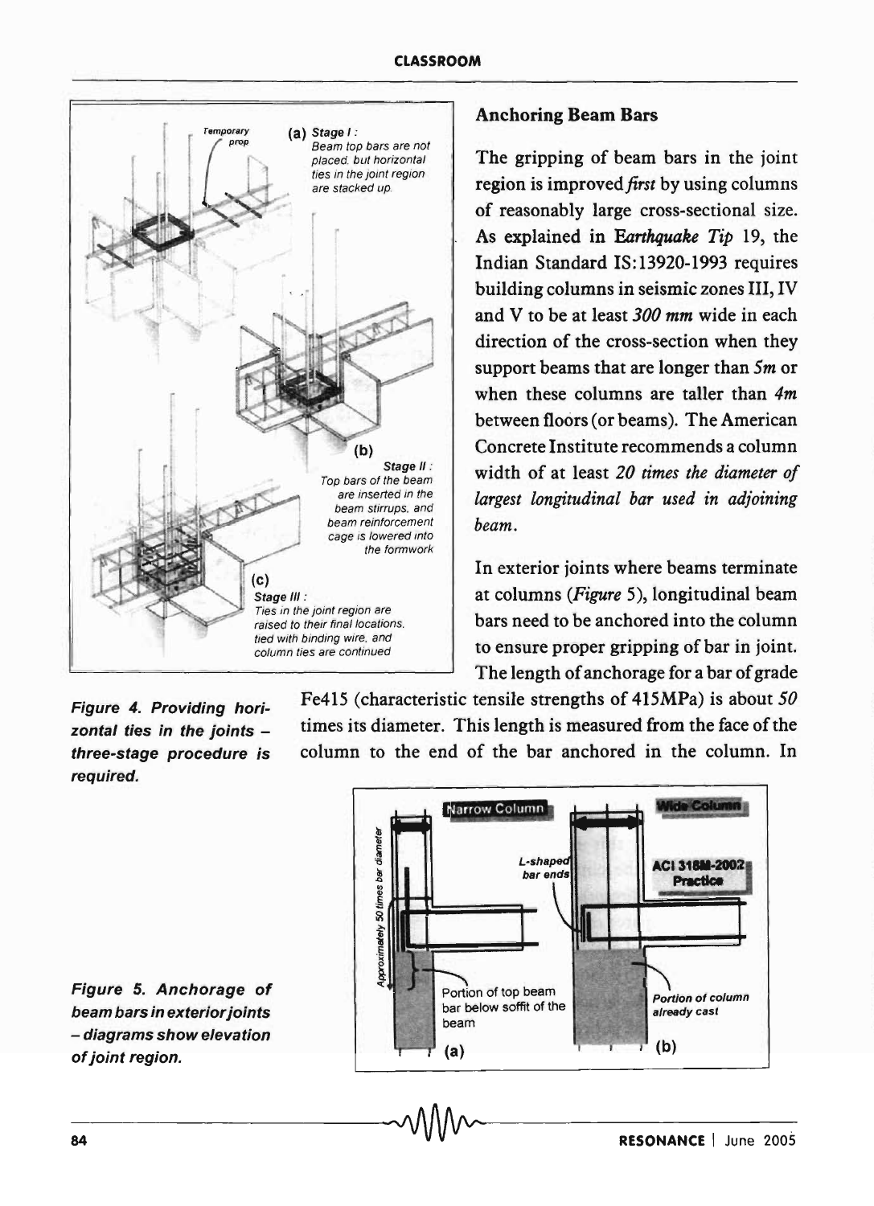## Anchoring Beam Bars

The gripping of beam bars in the joint region is improved *first* by using columns of reasonably large cross-sectional size. As explained in *Earthquake Tip* 19, the Indian Standard IS:13920-1993 requires building columns in seismic zones III, IV and V to be at least *300 mm* wide in each direction of the cross-section when they support beams that are longer than *5m* or when these columns are taller than *4m* between floors (or beams). The American Concrete Institute recommends a column width of at least *20 times the diameter of largest longitudinal bar used in adjoining beam*.

In exterior joints where beams terminate at columns (*Figure* 5), longitudinal beam bars need to be anchored into the column to ensure proper gripping of bar in joint. The length of anchorage for a bar of grade Fe415 (characteristic tensile strengths of 415MPa) is about *50* times its diameter. This length is measured from the face of the column to the end of the bar anchored in the column. In

**Figure 4. Providing horizontal ties in the joints – three-stage procedure is required.**

**Figure 5. Anchorage of beam bars in exterior joints – diagrams show elevation of joint region.**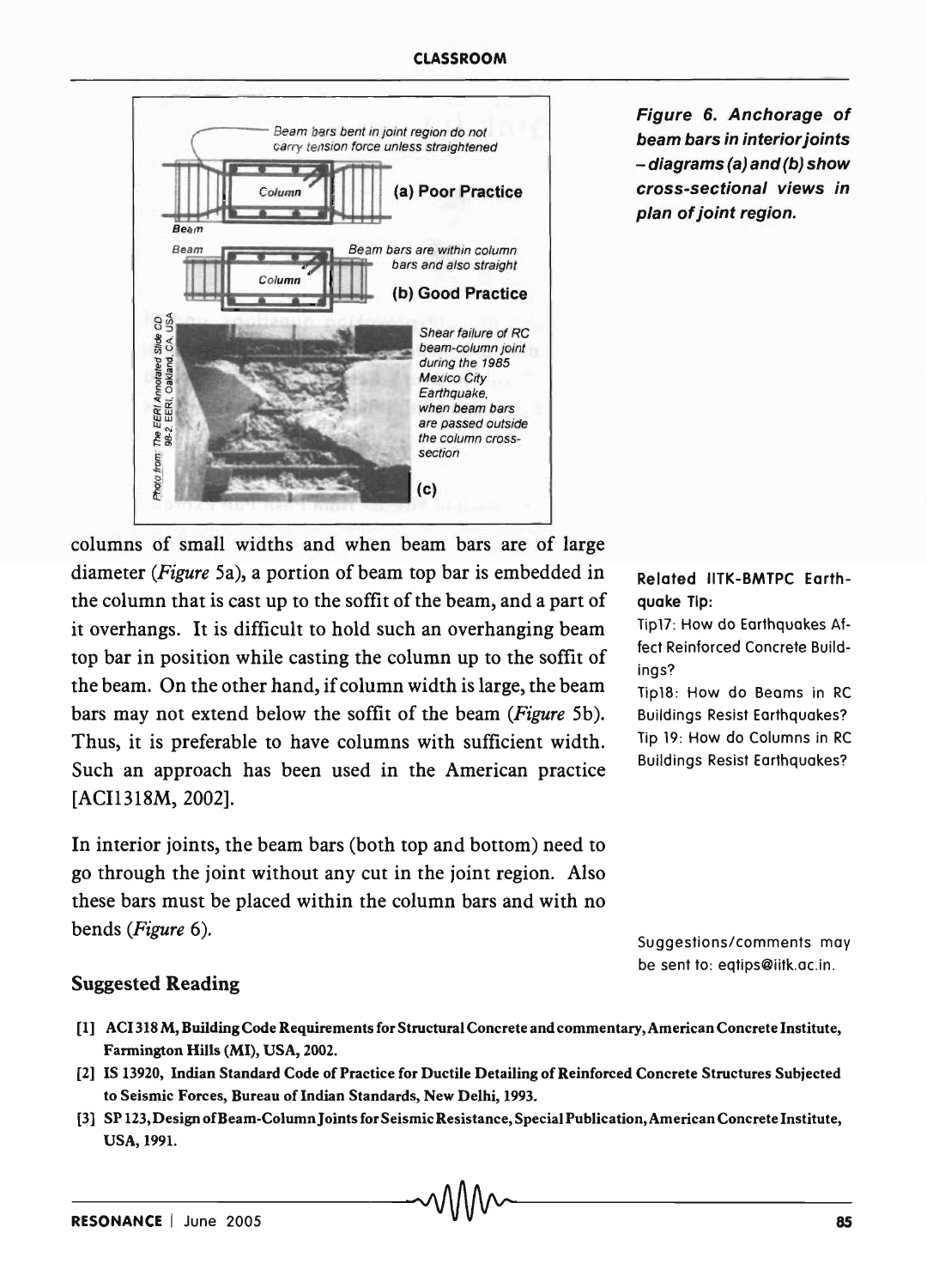Beam bars bent in joint region do not carry tension force unless straightened

(a) Poor Practice

Beam bars are within column bars and also straight

(b) Good Practice

Shear failure of RC beam-column joint during the 1985 Mexico City Earthquake, when beam bars are passed outside the column cross-section

(c)

Photo from: The EERI Annotated Slide CD 98-2, EERI, Oakland, CA, USA

**Figure 6. Anchorage of beam bars in interior joints – diagrams (a) and (b) show cross-sectional views in plan of joint region.**

columns of small widths and when beam bars are of large diameter (*Figure* 5a), a portion of beam top bar is embedded in the column that is cast up to the soffit of the beam, and a part of it overhangs. It is difficult to hold such an overhanging beam top bar in position while casting the column up to the soffit of the beam. On the other hand, if column width is large, the beam bars may not extend below the soffit of the beam (*Figure* 5b). Thus, it is preferable to have columns with sufficient width. Such an approach has been used in the American practice [ACI1318M, 2002].

In interior joints, the beam bars (both top and bottom) need to go through the joint without any cut in the joint region. Also these bars must be placed within the column bars and with no bends (*Figure* 6).

**Related IITK-BMTPC Earthquake Tip:**

Tip17: How do Earthquakes Affect Reinforced Concrete Buildings?

Tip18: How do Beams in RC Buildings Resist Earthquakes?

Tip 19: How do Columns in RC Buildings Resist Earthquakes?

Suggestions/comments may be sent to: eqtips@iitk.ac.in.

## Suggested Reading

[1] ACI 318 M, Building Code Requirements for Structural Concrete and commentary, American Concrete Institute, Farmington Hills (MI), USA, 2002.

[2] IS 13920, Indian Standard Code of Practice for Ductile Detailing of Reinforced Concrete Structures Subjected to Seismic Forces, Bureau of Indian Standards, New Delhi, 1993.

[3] SP 123, Design of Beam-Column Joints for Seismic Resistance, Special Publication, American Concrete Institute, USA, 1991.